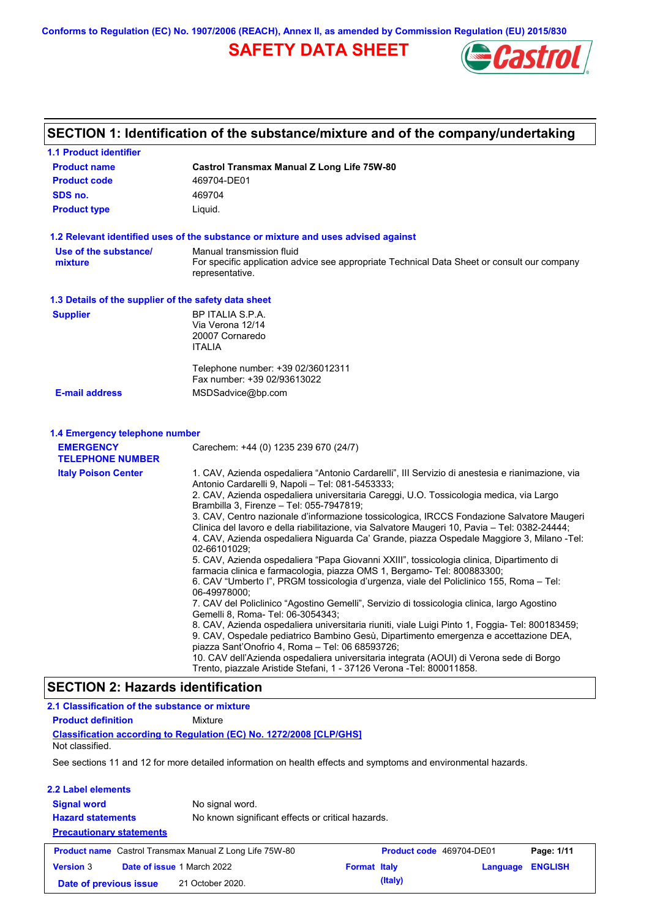Conforms to Regulation (EC) No. 1907/2006 (REACH), Annex II, as amended by Commission Regulation (EU) 2015/830

# SAFETY DATA SHEET

Castrol

## SECTION 1: Identification of the substance/mixture and of the company/undertaking

### 1.1 Product identifier

| | |
|---|---|
| **Product name** | **Castrol Transmax Manual Z Long Life 75W-80** |
| **Product code** | 469704-DE01 |
| **SDS no.** | 469704 |
| **Product type** | Liquid. |

### 1.2 Relevant identified uses of the substance or mixture and uses advised against

| | |
|---|---|
| **Use of the substance/ mixture** | Manual transmission fluid<br>For specific application advice see appropriate Technical Data Sheet or consult our company representative. |

### 1.3 Details of the supplier of the safety data sheet

| | |
|---|---|
| **Supplier** | BP ITALIA S.P.A.<br>Via Verona 12/14<br>20007 Cornaredo<br>ITALIA<br><br>Telephone number: +39 02/36012311<br>Fax number: +39 02/93613022 |
| **E-mail address** | MSDSadvice@bp.com |

### 1.4 Emergency telephone number

| | |
|---|---|
| **EMERGENCY TELEPHONE NUMBER** | Carechem: +44 (0) 1235 239 670 (24/7) |
| **Italy Poison Center** | 1. CAV, Azienda ospedaliera “Antonio Cardarelli”, III Servizio di anestesia e rianimazione, via Antonio Cardarelli 9, Napoli – Tel: 081-5453333;<br>2. CAV, Azienda ospedaliera universitaria Careggi, U.O. Tossicologia medica, via Largo Brambilla 3, Firenze – Tel: 055-7947819;<br>3. CAV, Centro nazionale d’informazione tossicologica, IRCCS Fondazione Salvatore Maugeri Clinica del lavoro e della riabilitazione, via Salvatore Maugeri 10, Pavia – Tel: 0382-24444;<br>4. CAV, Azienda ospedaliera Niguarda Ca’ Grande, piazza Ospedale Maggiore 3, Milano -Tel: 02-66101029;<br>5. CAV, Azienda ospedaliera “Papa Giovanni XXIII”, tossicologia clinica, Dipartimento di farmacia clinica e farmacologia, piazza OMS 1, Bergamo- Tel: 800883300;<br>6. CAV “Umberto I”, PRGM tossicologia d’urgenza, viale del Policlinico 155, Roma – Tel: 06-49978000;<br>7. CAV del Policlinico “Agostino Gemelli”, Servizio di tossicologia clinica, largo Agostino Gemelli 8, Roma- Tel: 06-3054343;<br>8. CAV, Azienda ospedaliera universitaria riuniti, viale Luigi Pinto 1, Foggia- Tel: 800183459;<br>9. CAV, Ospedale pediatrico Bambino Gesù, Dipartimento emergenza e accettazione DEA, piazza Sant’Onofrio 4, Roma – Tel: 06 68593726;<br>10. CAV dell’Azienda ospedaliera universitaria integrata (AOUI) di Verona sede di Borgo Trento, piazzale Aristide Stefani, 1 - 37126 Verona -Tel: 800011858. |

## SECTION 2: Hazards identification

### 2.1 Classification of the substance or mixture

**Product definition** Mixture

**Classification according to Regulation (EC) No. 1272/2008 [CLP/GHS]**

Not classified.

See sections 11 and 12 for more detailed information on health effects and symptoms and environmental hazards.

### 2.2 Label elements

| | |
|---|---|
| **Signal word** | No signal word. |
| **Hazard statements** | No known significant effects or critical hazards. |

**Precautionary statements**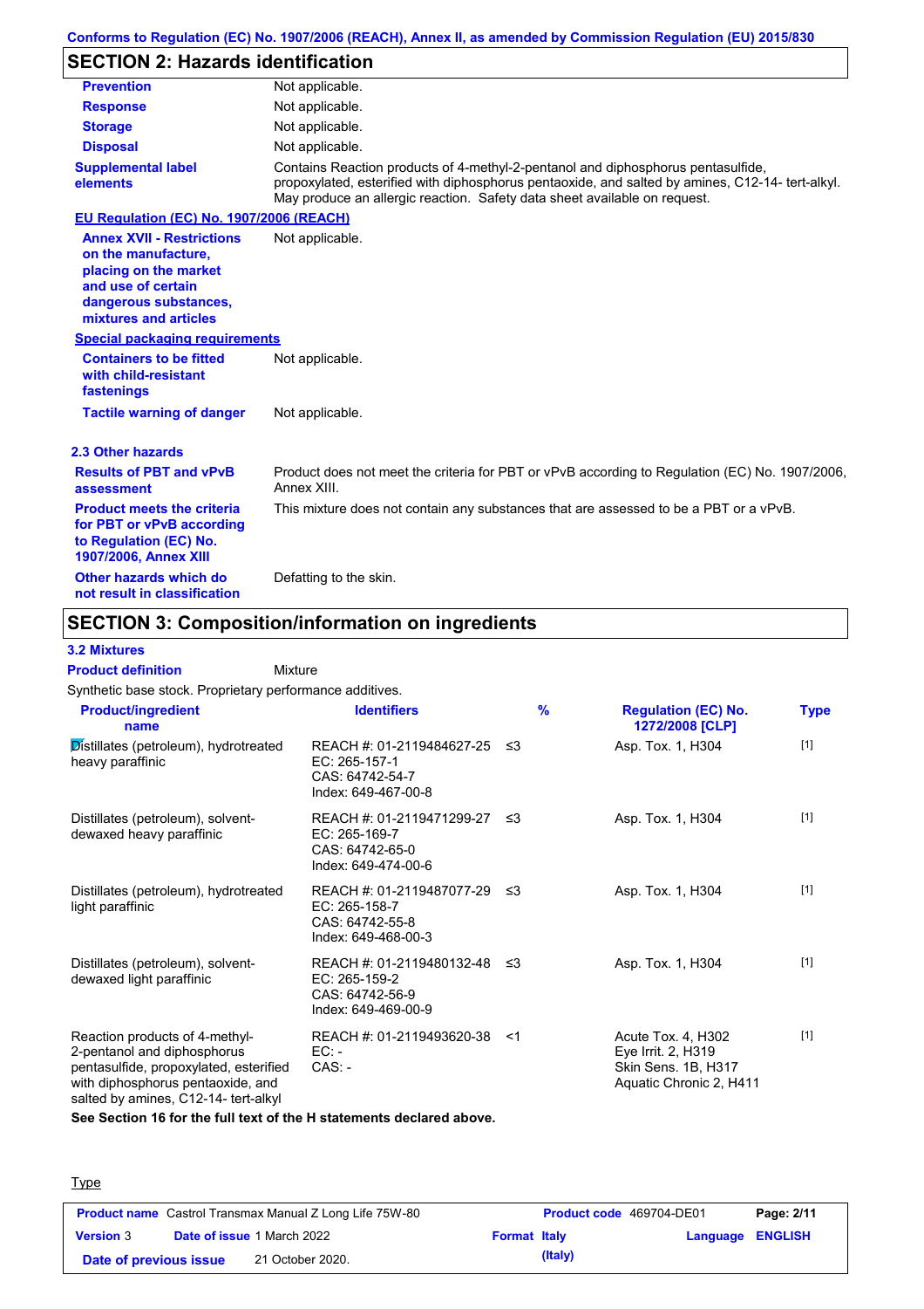Conforms to Regulation (EC) No. 1907/2006 (REACH), Annex II, as amended by Commission Regulation (EU) 2015/830

## SECTION 2: Hazards identification

| | |
|---|---|
| **Prevention** | Not applicable. |
| **Response** | Not applicable. |
| **Storage** | Not applicable. |
| **Disposal** | Not applicable. |
| **Supplemental label elements** | Contains Reaction products of 4-methyl-2-pentanol and diphosphorus pentasulfide, propoxylated, esterified with diphosphorus pentaoxide, and salted by amines, C12-14- tert-alkyl. May produce an allergic reaction. Safety data sheet available on request. |

**EU Regulation (EC) No. 1907/2006 (REACH)**

| | |
|---|---|
| **Annex XVII - Restrictions on the manufacture, placing on the market and use of certain dangerous substances, mixtures and articles** | Not applicable. |

**Special packaging requirements**

| | |
|---|---|
| **Containers to be fitted with child-resistant fastenings** | Not applicable. |
| **Tactile warning of danger** | Not applicable. |

**2.3 Other hazards**

| | |
|---|---|
| **Results of PBT and vPvB assessment** | Product does not meet the criteria for PBT or vPvB according to Regulation (EC) No. 1907/2006, Annex XIII. |
| **Product meets the criteria for PBT or vPvB according to Regulation (EC) No. 1907/2006, Annex XIII** | This mixture does not contain any substances that are assessed to be a PBT or a vPvB. |
| **Other hazards which do not result in classification** | Defatting to the skin. |

## SECTION 3: Composition/information on ingredients

**3.2 Mixtures**

**Product definition** Mixture

Synthetic base stock. Proprietary performance additives.

| Product/ingredient name | Identifiers | % | Regulation (EC) No. 1272/2008 [CLP] | Type |
|---|---|---|---|---|
| Distillates (petroleum), hydrotreated heavy paraffinic | REACH #: 01-2119484627-25<br>EC: 265-157-1<br>CAS: 64742-54-7<br>Index: 649-467-00-8 | ≤3 | Asp. Tox. 1, H304 | [1] |
| Distillates (petroleum), solvent-dewaxed heavy paraffinic | REACH #: 01-2119471299-27<br>EC: 265-169-7<br>CAS: 64742-65-0<br>Index: 649-474-00-6 | ≤3 | Asp. Tox. 1, H304 | [1] |
| Distillates (petroleum), hydrotreated light paraffinic | REACH #: 01-2119487077-29<br>EC: 265-158-7<br>CAS: 64742-55-8<br>Index: 649-468-00-3 | ≤3 | Asp. Tox. 1, H304 | [1] |
| Distillates (petroleum), solvent-dewaxed light paraffinic | REACH #: 01-2119480132-48<br>EC: 265-159-2<br>CAS: 64742-56-9<br>Index: 649-469-00-9 | ≤3 | Asp. Tox. 1, H304 | [1] |
| Reaction products of 4-methyl-2-pentanol and diphosphorus pentasulfide, propoxylated, esterified with diphosphorus pentaoxide, and salted by amines, C12-14- tert-alkyl | REACH #: 01-2119493620-38<br>EC: -<br>CAS: - | <1 | Acute Tox. 4, H302<br>Eye Irrit. 2, H319<br>Skin Sens. 1B, H317<br>Aquatic Chronic 2, H411 | [1] |

**See Section 16 for the full text of the H statements declared above.**

Type

| | | | |
|---|---|---|---|
| **Product name** Castrol Transmax Manual Z Long Life 75W-80 | | **Product code** 469704-DE01 | **Page: 2/11** |
| **Version** 3 | **Date of issue** 1 March 2022 | **Format Italy (Italy)** | **Language ENGLISH** |
| **Date of previous issue** | 21 October 2020. | | |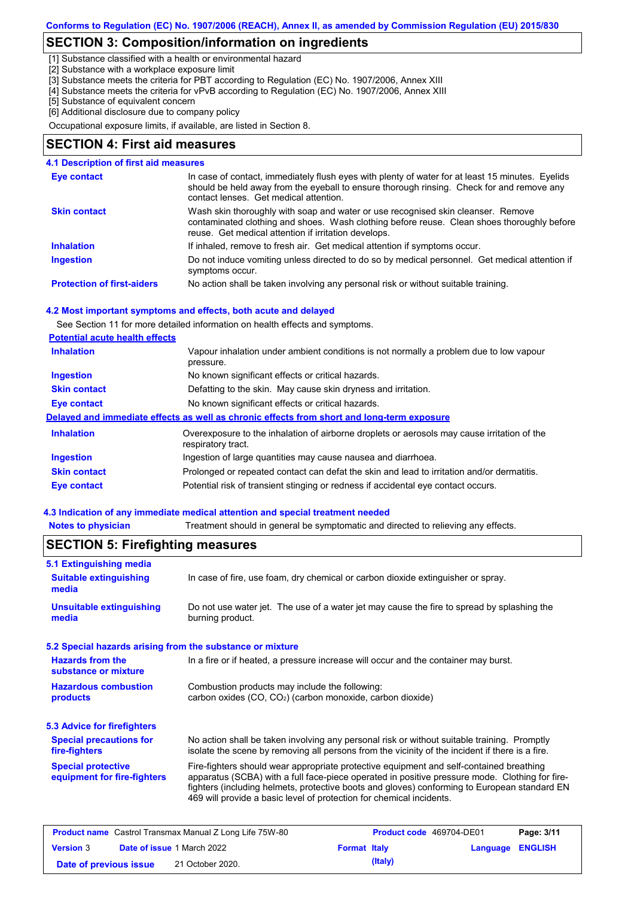## SECTION 3: Composition/information on ingredients

[1] Substance classified with a health or environmental hazard
[2] Substance with a workplace exposure limit
[3] Substance meets the criteria for PBT according to Regulation (EC) No. 1907/2006, Annex XIII
[4] Substance meets the criteria for vPvB according to Regulation (EC) No. 1907/2006, Annex XIII
[5] Substance of equivalent concern
[6] Additional disclosure due to company policy

Occupational exposure limits, if available, are listed in Section 8.

## SECTION 4: First aid measures

### 4.1 Description of first aid measures

| | |
|---|---|
| **Eye contact** | In case of contact, immediately flush eyes with plenty of water for at least 15 minutes. Eyelids should be held away from the eyeball to ensure thorough rinsing. Check for and remove any contact lenses. Get medical attention. |
| **Skin contact** | Wash skin thoroughly with soap and water or use recognised skin cleanser. Remove contaminated clothing and shoes. Wash clothing before reuse. Clean shoes thoroughly before reuse. Get medical attention if irritation develops. |
| **Inhalation** | If inhaled, remove to fresh air. Get medical attention if symptoms occur. |
| **Ingestion** | Do not induce vomiting unless directed to do so by medical personnel. Get medical attention if symptoms occur. |
| **Protection of first-aiders** | No action shall be taken involving any personal risk or without suitable training. |

### 4.2 Most important symptoms and effects, both acute and delayed

See Section 11 for more detailed information on health effects and symptoms.

**Potential acute health effects**

| | |
|---|---|
| **Inhalation** | Vapour inhalation under ambient conditions is not normally a problem due to low vapour pressure. |
| **Ingestion** | No known significant effects or critical hazards. |
| **Skin contact** | Defatting to the skin. May cause skin dryness and irritation. |
| **Eye contact** | No known significant effects or critical hazards. |

**Delayed and immediate effects as well as chronic effects from short and long-term exposure**

| | |
|---|---|
| **Inhalation** | Overexposure to the inhalation of airborne droplets or aerosols may cause irritation of the respiratory tract. |
| **Ingestion** | Ingestion of large quantities may cause nausea and diarrhoea. |
| **Skin contact** | Prolonged or repeated contact can defat the skin and lead to irritation and/or dermatitis. |
| **Eye contact** | Potential risk of transient stinging or redness if accidental eye contact occurs. |

### 4.3 Indication of any immediate medical attention and special treatment needed

| | |
|---|---|
| **Notes to physician** | Treatment should in general be symptomatic and directed to relieving any effects. |

## SECTION 5: Firefighting measures

### 5.1 Extinguishing media

| | |
|---|---|
| **Suitable extinguishing media** | In case of fire, use foam, dry chemical or carbon dioxide extinguisher or spray. |
| **Unsuitable extinguishing media** | Do not use water jet. The use of a water jet may cause the fire to spread by splashing the burning product. |

### 5.2 Special hazards arising from the substance or mixture

| | |
|---|---|
| **Hazards from the substance or mixture** | In a fire or if heated, a pressure increase will occur and the container may burst. |
| **Hazardous combustion products** | Combustion products may include the following: carbon oxides (CO, $CO_2$) (carbon monoxide, carbon dioxide) |

### 5.3 Advice for firefighters

| | |
|---|---|
| **Special precautions for fire-fighters** | No action shall be taken involving any personal risk or without suitable training. Promptly isolate the scene by removing all persons from the vicinity of the incident if there is a fire. |
| **Special protective equipment for fire-fighters** | Fire-fighters should wear appropriate protective equipment and self-contained breathing apparatus (SCBA) with a full face-piece operated in positive pressure mode. Clothing for fire-fighters (including helmets, protective boots and gloves) conforming to European standard EN 469 will provide a basic level of protection for chemical incidents. |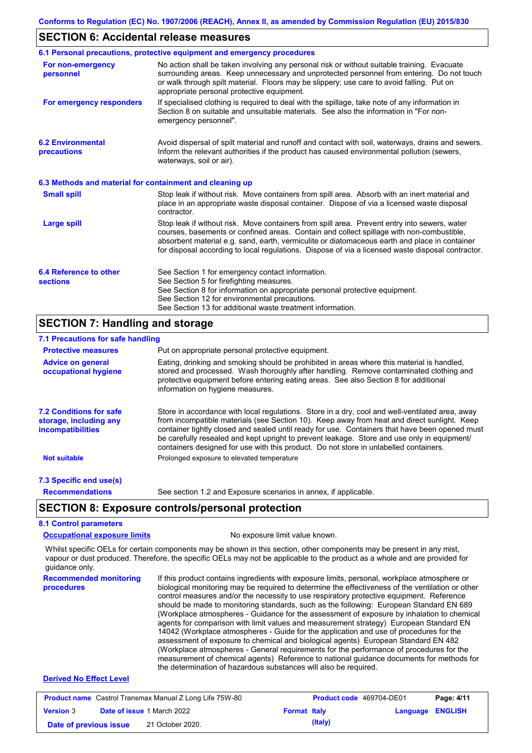## SECTION 6: Accidental release measures

### 6.1 Personal precautions, protective equipment and emergency procedures

**For non-emergency personnel**

No action shall be taken involving any personal risk or without suitable training. Evacuate surrounding areas. Keep unnecessary and unprotected personnel from entering. Do not touch or walk through spilt material. Floors may be slippery; use care to avoid falling. Put on appropriate personal protective equipment.

**For emergency responders**

If specialised clothing is required to deal with the spillage, take note of any information in Section 8 on suitable and unsuitable materials. See also the information in "For non-emergency personnel".

**6.2 Environmental precautions**

Avoid dispersal of spilt material and runoff and contact with soil, waterways, drains and sewers. Inform the relevant authorities if the product has caused environmental pollution (sewers, waterways, soil or air).

### 6.3 Methods and material for containment and cleaning up

**Small spill**

Stop leak if without risk. Move containers from spill area. Absorb with an inert material and place in an appropriate waste disposal container. Dispose of via a licensed waste disposal contractor.

**Large spill**

Stop leak if without risk. Move containers from spill area. Prevent entry into sewers, water courses, basements or confined areas. Contain and collect spillage with non-combustible, absorbent material e.g. sand, earth, vermiculite or diatomaceous earth and place in container for disposal according to local regulations. Dispose of via a licensed waste disposal contractor.

**6.4 Reference to other sections**

See Section 1 for emergency contact information.
See Section 5 for firefighting measures.
See Section 8 for information on appropriate personal protective equipment.
See Section 12 for environmental precautions.
See Section 13 for additional waste treatment information.

## SECTION 7: Handling and storage

### 7.1 Precautions for safe handling

**Protective measures**

Put on appropriate personal protective equipment.

**Advice on general occupational hygiene**

Eating, drinking and smoking should be prohibited in areas where this material is handled, stored and processed. Wash thoroughly after handling. Remove contaminated clothing and protective equipment before entering eating areas. See also Section 8 for additional information on hygiene measures.

**7.2 Conditions for safe storage, including any incompatibilities**

Store in accordance with local regulations. Store in a dry, cool and well-ventilated area, away from incompatible materials (see Section 10). Keep away from heat and direct sunlight. Keep container tightly closed and sealed until ready for use. Containers that have been opened must be carefully resealed and kept upright to prevent leakage. Store and use only in equipment/ containers designed for use with this product. Do not store in unlabelled containers.

**Not suitable**

Prolonged exposure to elevated temperature

### 7.3 Specific end use(s)

**Recommendations**

See section 1.2 and Exposure scenarios in annex, if applicable.

## SECTION 8: Exposure controls/personal protection

### 8.1 Control parameters

**Occupational exposure limits**

No exposure limit value known.

Whilst specific OELs for certain components may be shown in this section, other components may be present in any mist, vapour or dust produced. Therefore, the specific OELs may not be applicable to the product as a whole and are provided for guidance only.

**Recommended monitoring procedures**

If this product contains ingredients with exposure limits, personal, workplace atmosphere or biological monitoring may be required to determine the effectiveness of the ventilation or other control measures and/or the necessity to use respiratory protective equipment. Reference should be made to monitoring standards, such as the following: European Standard EN 689 (Workplace atmospheres - Guidance for the assessment of exposure by inhalation to chemical agents for comparison with limit values and measurement strategy) European Standard EN 14042 (Workplace atmospheres - Guide for the application and use of procedures for the assessment of exposure to chemical and biological agents) European Standard EN 482 (Workplace atmospheres - General requirements for the performance of procedures for the measurement of chemical agents) Reference to national guidance documents for methods for the determination of hazardous substances will also be required.

**Derived No Effect Level**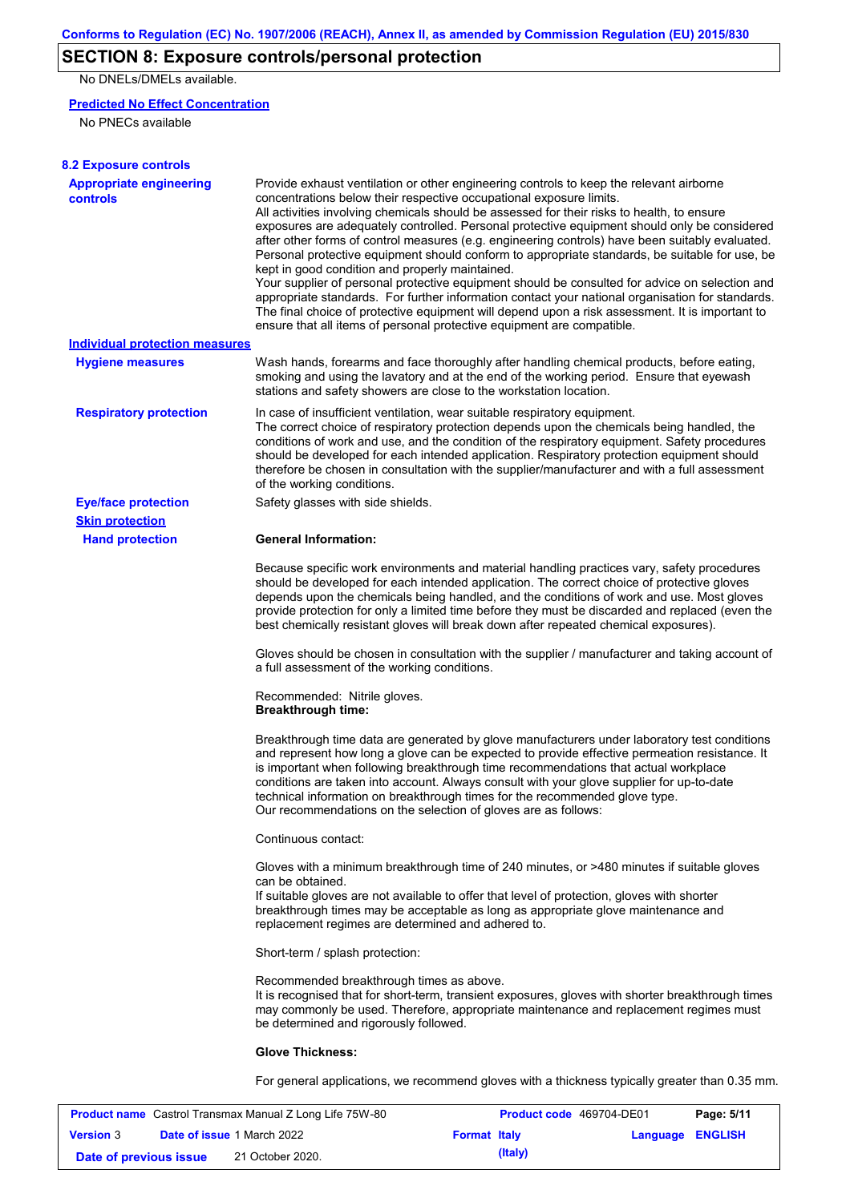## SECTION 8: Exposure controls/personal protection

No DNELs/DMELs available.

**Predicted No Effect Concentration**

No PNECs available

### 8.2 Exposure controls

**Appropriate engineering controls**

Provide exhaust ventilation or other engineering controls to keep the relevant airborne concentrations below their respective occupational exposure limits.
All activities involving chemicals should be assessed for their risks to health, to ensure exposures are adequately controlled. Personal protective equipment should only be considered after other forms of control measures (e.g. engineering controls) have been suitably evaluated. Personal protective equipment should conform to appropriate standards, be suitable for use, be kept in good condition and properly maintained.
Your supplier of personal protective equipment should be consulted for advice on selection and appropriate standards. For further information contact your national organisation for standards. The final choice of protective equipment will depend upon a risk assessment. It is important to ensure that all items of personal protective equipment are compatible.

**Individual protection measures**

**Hygiene measures**

Wash hands, forearms and face thoroughly after handling chemical products, before eating, smoking and using the lavatory and at the end of the working period. Ensure that eyewash stations and safety showers are close to the workstation location.

**Respiratory protection**

In case of insufficient ventilation, wear suitable respiratory equipment.
The correct choice of respiratory protection depends upon the chemicals being handled, the conditions of work and use, and the condition of the respiratory equipment. Safety procedures should be developed for each intended application. Respiratory protection equipment should therefore be chosen in consultation with the supplier/manufacturer and with a full assessment of the working conditions.

**Eye/face protection**

Safety glasses with side shields.

**Skin protection**

**Hand protection**

**General Information:**

Because specific work environments and material handling practices vary, safety procedures should be developed for each intended application. The correct choice of protective gloves depends upon the chemicals being handled, and the conditions of work and use. Most gloves provide protection for only a limited time before they must be discarded and replaced (even the best chemically resistant gloves will break down after repeated chemical exposures).

Gloves should be chosen in consultation with the supplier / manufacturer and taking account of a full assessment of the working conditions.

Recommended: Nitrile gloves.
**Breakthrough time:**

Breakthrough time data are generated by glove manufacturers under laboratory test conditions and represent how long a glove can be expected to provide effective permeation resistance. It is important when following breakthrough time recommendations that actual workplace conditions are taken into account. Always consult with your glove supplier for up-to-date technical information on breakthrough times for the recommended glove type.
Our recommendations on the selection of gloves are as follows:

Continuous contact:

Gloves with a minimum breakthrough time of 240 minutes, or >480 minutes if suitable gloves can be obtained.
If suitable gloves are not available to offer that level of protection, gloves with shorter breakthrough times may be acceptable as long as appropriate glove maintenance and replacement regimes are determined and adhered to.

Short-term / splash protection:

Recommended breakthrough times as above.
It is recognised that for short-term, transient exposures, gloves with shorter breakthrough times may commonly be used. Therefore, appropriate maintenance and replacement regimes must be determined and rigorously followed.

**Glove Thickness:**

For general applications, we recommend gloves with a thickness typically greater than 0.35 mm.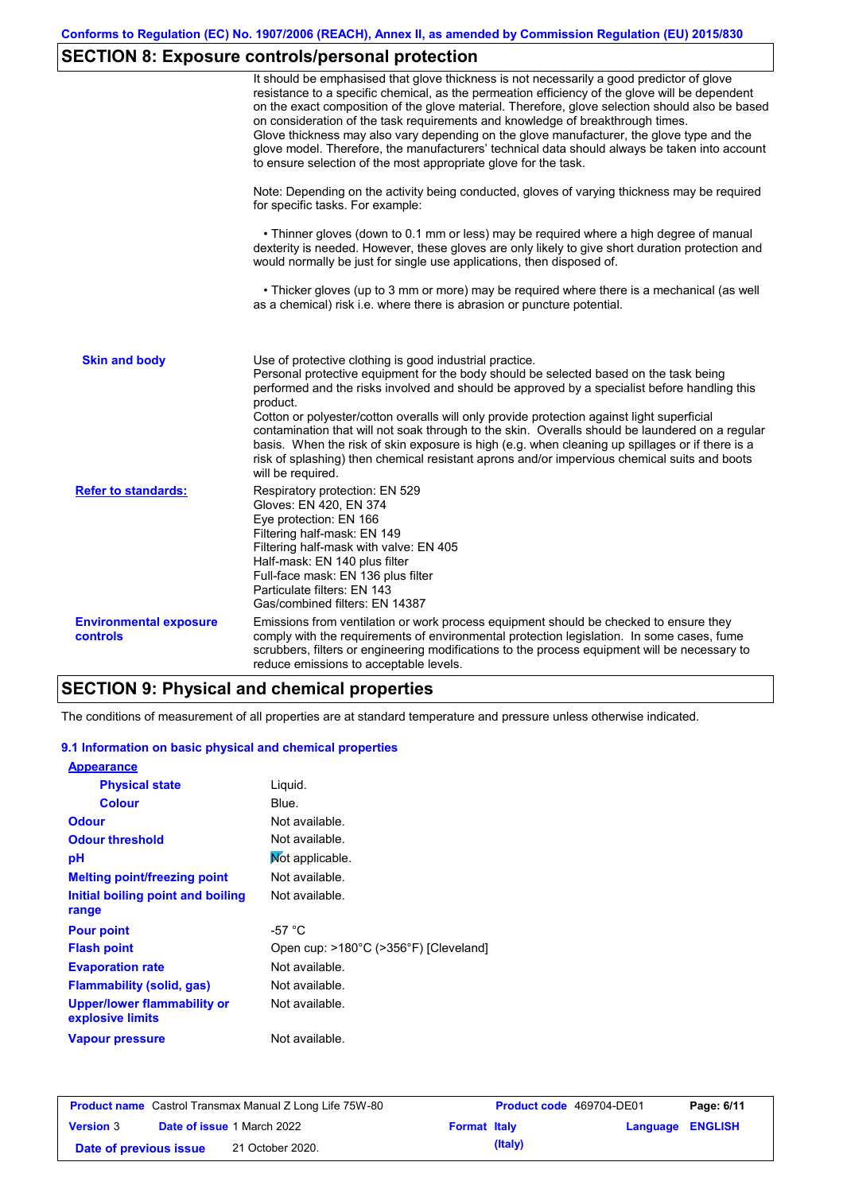## SECTION 8: Exposure controls/personal protection

It should be emphasised that glove thickness is not necessarily a good predictor of glove resistance to a specific chemical, as the permeation efficiency of the glove will be dependent on the exact composition of the glove material. Therefore, glove selection should also be based on consideration of the task requirements and knowledge of breakthrough times.
Glove thickness may also vary depending on the glove manufacturer, the glove type and the glove model. Therefore, the manufacturers' technical data should always be taken into account to ensure selection of the most appropriate glove for the task.

Note: Depending on the activity being conducted, gloves of varying thickness may be required for specific tasks. For example:

• Thinner gloves (down to 0.1 mm or less) may be required where a high degree of manual dexterity is needed. However, these gloves are only likely to give short duration protection and would normally be just for single use applications, then disposed of.

• Thicker gloves (up to 3 mm or more) may be required where there is a mechanical (as well as a chemical) risk i.e. where there is abrasion or puncture potential.

**Skin and body**

Use of protective clothing is good industrial practice.
Personal protective equipment for the body should be selected based on the task being performed and the risks involved and should be approved by a specialist before handling this product.
Cotton or polyester/cotton overalls will only provide protection against light superficial contamination that will not soak through to the skin. Overalls should be laundered on a regular basis. When the risk of skin exposure is high (e.g. when cleaning up spillages or if there is a risk of splashing) then chemical resistant aprons and/or impervious chemical suits and boots will be required.

**Refer to standards:**

Respiratory protection: EN 529
Gloves: EN 420, EN 374
Eye protection: EN 166
Filtering half-mask: EN 149
Filtering half-mask with valve: EN 405
Half-mask: EN 140 plus filter
Full-face mask: EN 136 plus filter
Particulate filters: EN 143
Gas/combined filters: EN 14387

**Environmental exposure controls**

Emissions from ventilation or work process equipment should be checked to ensure they comply with the requirements of environmental protection legislation. In some cases, fume scrubbers, filters or engineering modifications to the process equipment will be necessary to reduce emissions to acceptable levels.

## SECTION 9: Physical and chemical properties

The conditions of measurement of all properties are at standard temperature and pressure unless otherwise indicated.

### 9.1 Information on basic physical and chemical properties

**Appearance**

| Property | Value |
|---|---|
| Physical state | Liquid. |
| Colour | Blue. |
| Odour | Not available. |
| Odour threshold | Not available. |
| pH | Not applicable. |
| Melting point/freezing point | Not available. |
| Initial boiling point and boiling range | Not available. |
| Pour point | -57 °C |
| Flash point | Open cup: >180°C (>356°F) [Cleveland] |
| Evaporation rate | Not available. |
| Flammability (solid, gas) | Not available. |
| Upper/lower flammability or explosive limits | Not available. |
| Vapour pressure | Not available. |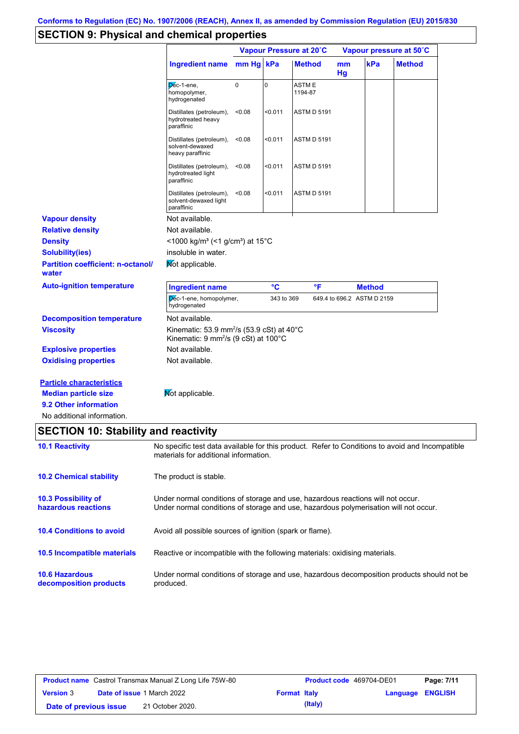## SECTION 9: Physical and chemical properties

| | Vapour Pressure at 20˚C | | | Vapour pressure at 50˚C | | |
|---|---|---|---|---|---|---|
| **Ingredient name** | **mm Hg** | **kPa** | **Method** | **mm Hg** | **kPa** | **Method** |
| Dec-1-ene, homopolymer, hydrogenated | 0 | 0 | ASTM E 1194-87 | | | |
| Distillates (petroleum), hydrotreated heavy paraffinic | <0.08 | <0.011 | ASTM D 5191 | | | |
| Distillates (petroleum), solvent-dewaxed heavy paraffinic | <0.08 | <0.011 | ASTM D 5191 | | | |
| Distillates (petroleum), hydrotreated light paraffinic | <0.08 | <0.011 | ASTM D 5191 | | | |
| Distillates (petroleum), solvent-dewaxed light paraffinic | <0.08 | <0.011 | ASTM D 5191 | | | |

**Vapour density** Not available.

**Relative density** Not available.

**Density** <1000 kg/m³ (<1 g/cm³) at 15°C

**Solubility(ies)** insoluble in water.

**Partition coefficient: n-octanol/ water** Not applicable.

**Auto-ignition temperature**

| Ingredient name | °C | °F | Method |
|---|---|---|---|
| Dec-1-ene, homopolymer, hydrogenated | 343 to 369 | 649.4 to 696.2 | ASTM D 2159 |

**Decomposition temperature** Not available.

**Viscosity** Kinematic: 53.9 mm²/s (53.9 cSt) at 40°C
Kinematic: 9 mm²/s (9 cSt) at 100°C

**Explosive properties** Not available.

**Oxidising properties** Not available.

**Particle characteristics**

**Median particle size** Not applicable.

**9.2 Other information**

No additional information.

## SECTION 10: Stability and reactivity

**10.1 Reactivity** No specific test data available for this product. Refer to Conditions to avoid and Incompatible materials for additional information.

**10.2 Chemical stability** The product is stable.

**10.3 Possibility of hazardous reactions** Under normal conditions of storage and use, hazardous reactions will not occur.
Under normal conditions of storage and use, hazardous polymerisation will not occur.

**10.4 Conditions to avoid** Avoid all possible sources of ignition (spark or flame).

**10.5 Incompatible materials** Reactive or incompatible with the following materials: oxidising materials.

**10.6 Hazardous decomposition products** Under normal conditions of storage and use, hazardous decomposition products should not be produced.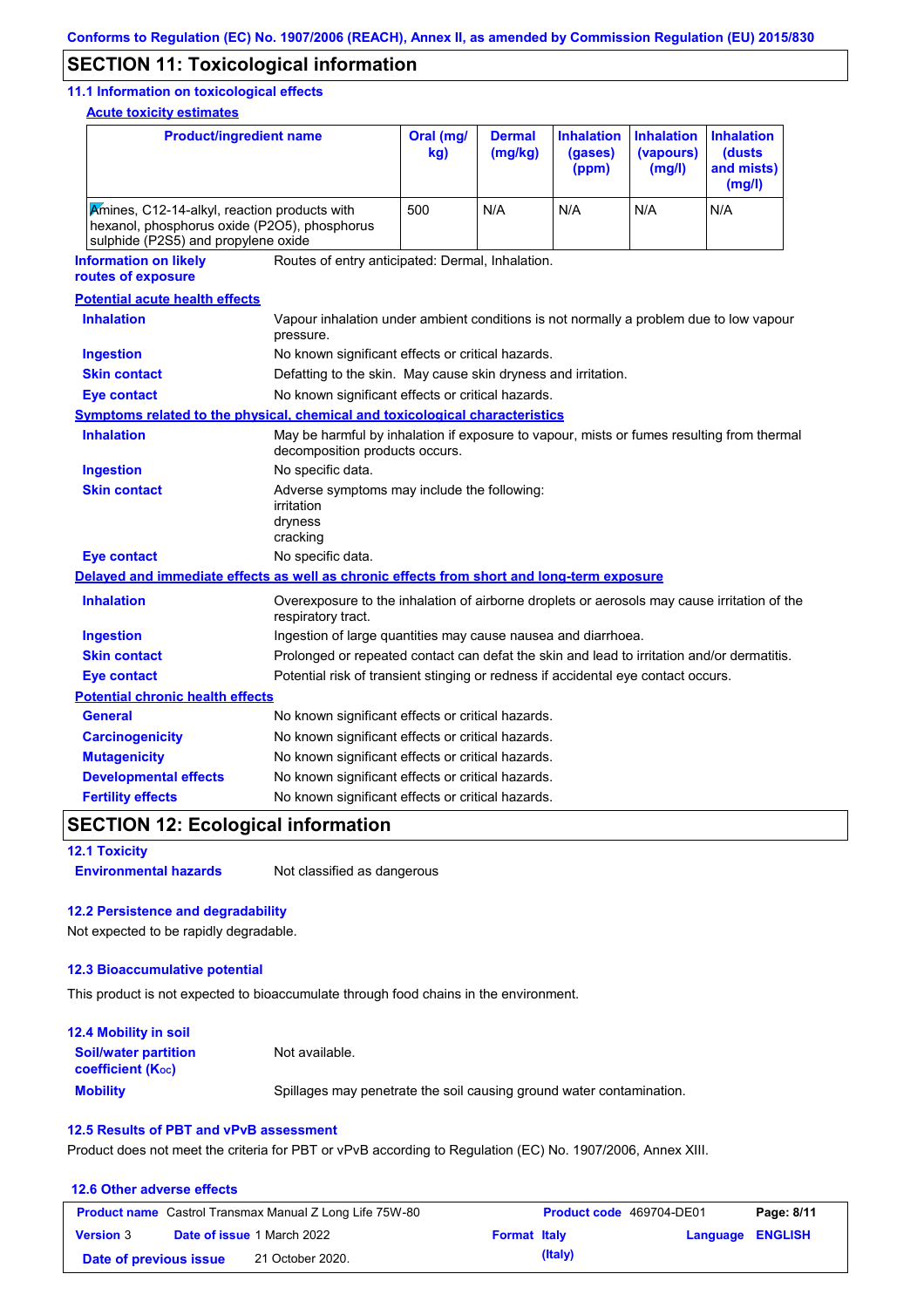## SECTION 11: Toxicological information

### 11.1 Information on toxicological effects

**Acute toxicity estimates**

| Product/ingredient name | Oral (mg/kg) | Dermal (mg/kg) | Inhalation (gases) (ppm) | Inhalation (vapours) (mg/l) | Inhalation (dusts and mists) (mg/l) |
|---|---|---|---|---|---|
| Amines, C12-14-alkyl, reaction products with hexanol, phosphorus oxide (P2O5), phosphorus sulphide (P2S5) and propylene oxide | 500 | N/A | N/A | N/A | N/A |

**Information on likely routes of exposure**: Routes of entry anticipated: Dermal, Inhalation.

**Potential acute health effects**

**Inhalation**: Vapour inhalation under ambient conditions is not normally a problem due to low vapour pressure.

**Ingestion**: No known significant effects or critical hazards.

**Skin contact**: Defatting to the skin. May cause skin dryness and irritation.

**Eye contact**: No known significant effects or critical hazards.

**Symptoms related to the physical, chemical and toxicological characteristics**

**Inhalation**: May be harmful by inhalation if exposure to vapour, mists or fumes resulting from thermal decomposition products occurs.

**Ingestion**: No specific data.

**Skin contact**: Adverse symptoms may include the following:
irritation
dryness
cracking

**Eye contact**: No specific data.

**Delayed and immediate effects as well as chronic effects from short and long-term exposure**

**Inhalation**: Overexposure to the inhalation of airborne droplets or aerosols may cause irritation of the respiratory tract.

**Ingestion**: Ingestion of large quantities may cause nausea and diarrhoea.

**Skin contact**: Prolonged or repeated contact can defat the skin and lead to irritation and/or dermatitis.

**Eye contact**: Potential risk of transient stinging or redness if accidental eye contact occurs.

**Potential chronic health effects**

**General**: No known significant effects or critical hazards.

**Carcinogenicity**: No known significant effects or critical hazards.

**Mutagenicity**: No known significant effects or critical hazards.

**Developmental effects**: No known significant effects or critical hazards.

**Fertility effects**: No known significant effects or critical hazards.

## SECTION 12: Ecological information

### 12.1 Toxicity

**Environmental hazards**: Not classified as dangerous

### 12.2 Persistence and degradability

Not expected to be rapidly degradable.

### 12.3 Bioaccumulative potential

This product is not expected to bioaccumulate through food chains in the environment.

### 12.4 Mobility in soil

**Soil/water partition coefficient ($K_{OC}$)**: Not available.

**Mobility**: Spillages may penetrate the soil causing ground water contamination.

### 12.5 Results of PBT and vPvB assessment

Product does not meet the criteria for PBT or vPvB according to Regulation (EC) No. 1907/2006, Annex XIII.

### 12.6 Other adverse effects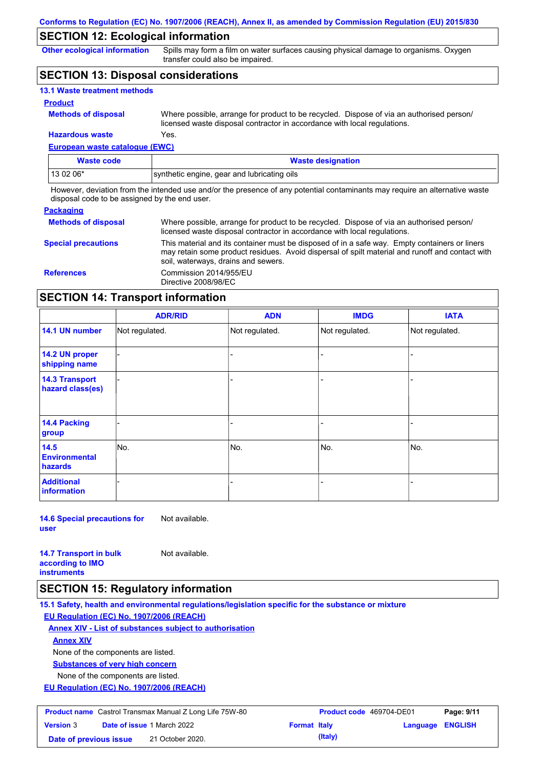## SECTION 12: Ecological information

**Other ecological information** Spills may form a film on water surfaces causing physical damage to organisms. Oxygen transfer could also be impaired.

## SECTION 13: Disposal considerations

### 13.1 Waste treatment methods

**Product**

**Methods of disposal** Where possible, arrange for product to be recycled. Dispose of via an authorised person/ licensed waste disposal contractor in accordance with local regulations.

**Hazardous waste** Yes.

**European waste catalogue (EWC)**

| Waste code | Waste designation |
|---|---|
| 13 02 06* | synthetic engine, gear and lubricating oils |

However, deviation from the intended use and/or the presence of any potential contaminants may require an alternative waste disposal code to be assigned by the end user.

**Packaging**

**Methods of disposal** Where possible, arrange for product to be recycled. Dispose of via an authorised person/ licensed waste disposal contractor in accordance with local regulations.

**Special precautions** This material and its container must be disposed of in a safe way. Empty containers or liners may retain some product residues. Avoid dispersal of spilt material and runoff and contact with soil, waterways, drains and sewers.

**References** Commission 2014/955/EU
Directive 2008/98/EC

## SECTION 14: Transport information

| | ADR/RID | ADN | IMDG | IATA |
|---|---|---|---|---|
| 14.1 UN number | Not regulated. | Not regulated. | Not regulated. | Not regulated. |
| 14.2 UN proper shipping name | - | - | - | - |
| 14.3 Transport hazard class(es) | - | - | - | - |
| 14.4 Packing group | - | - | - | - |
| 14.5 Environmental hazards | No. | No. | No. | No. |
| Additional information | - | - | - | - |

**14.6 Special precautions for user** Not available.

**14.7 Transport in bulk according to IMO instruments** Not available.

## SECTION 15: Regulatory information

### 15.1 Safety, health and environmental regulations/legislation specific for the substance or mixture

**EU Regulation (EC) No. 1907/2006 (REACH)**

**Annex XIV - List of substances subject to authorisation**

**Annex XIV**

None of the components are listed.

**Substances of very high concern**

None of the components are listed.

**EU Regulation (EC) No. 1907/2006 (REACH)**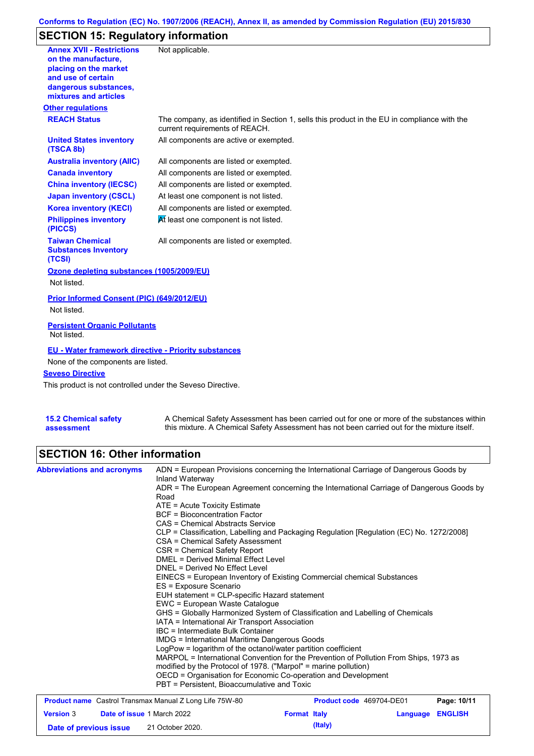## SECTION 15: Regulatory information

| | |
|---|---|
| **Annex XVII - Restrictions on the manufacture, placing on the market and use of certain dangerous substances, mixtures and articles** | Not applicable. |

**Other regulations**

| | |
|---|---|
| **REACH Status** | The company, as identified in Section 1, sells this product in the EU in compliance with the current requirements of REACH. |
| **United States inventory (TSCA 8b)** | All components are active or exempted. |
| **Australia inventory (AIIC)** | All components are listed or exempted. |
| **Canada inventory** | All components are listed or exempted. |
| **China inventory (IECSC)** | All components are listed or exempted. |
| **Japan inventory (CSCL)** | At least one component is not listed. |
| **Korea inventory (KECI)** | All components are listed or exempted. |
| **Philippines inventory (PICCS)** | At least one component is not listed. |
| **Taiwan Chemical Substances Inventory (TCSI)** | All components are listed or exempted. |

**Ozone depleting substances (1005/2009/EU)**

Not listed.

**Prior Informed Consent (PIC) (649/2012/EU)**

Not listed.

**Persistent Organic Pollutants**

Not listed.

**EU - Water framework directive - Priority substances**

None of the components are listed.

**Seveso Directive**

This product is not controlled under the Seveso Directive.

**15.2 Chemical safety assessment**

A Chemical Safety Assessment has been carried out for one or more of the substances within this mixture. A Chemical Safety Assessment has not been carried out for the mixture itself.

## SECTION 16: Other information

**Abbreviations and acronyms**

ADN = European Provisions concerning the International Carriage of Dangerous Goods by Inland Waterway
ADR = The European Agreement concerning the International Carriage of Dangerous Goods by Road
ATE = Acute Toxicity Estimate
BCF = Bioconcentration Factor
CAS = Chemical Abstracts Service
CLP = Classification, Labelling and Packaging Regulation [Regulation (EC) No. 1272/2008]
CSA = Chemical Safety Assessment
CSR = Chemical Safety Report
DMEL = Derived Minimal Effect Level
DNEL = Derived No Effect Level
EINECS = European Inventory of Existing Commercial chemical Substances
ES = Exposure Scenario
EUH statement = CLP-specific Hazard statement
EWC = European Waste Catalogue
GHS = Globally Harmonized System of Classification and Labelling of Chemicals
IATA = International Air Transport Association
IBC = Intermediate Bulk Container
IMDG = International Maritime Dangerous Goods
LogPow = logarithm of the octanol/water partition coefficient
MARPOL = International Convention for the Prevention of Pollution From Ships, 1973 as modified by the Protocol of 1978. ("Marpol" = marine pollution)
OECD = Organisation for Economic Co-operation and Development
PBT = Persistent, Bioaccumulative and Toxic

| | | | |
|---|---|---|---|
| **Product name** Castrol Transmax Manual Z Long Life 75W-80 | | **Product code** 469704-DE01 | **Page: 10/11** |
| **Version** 3 | **Date of issue** 1 March 2022 | **Format Italy (Italy)** | **Language ENGLISH** |
| **Date of previous issue** | 21 October 2020. | | |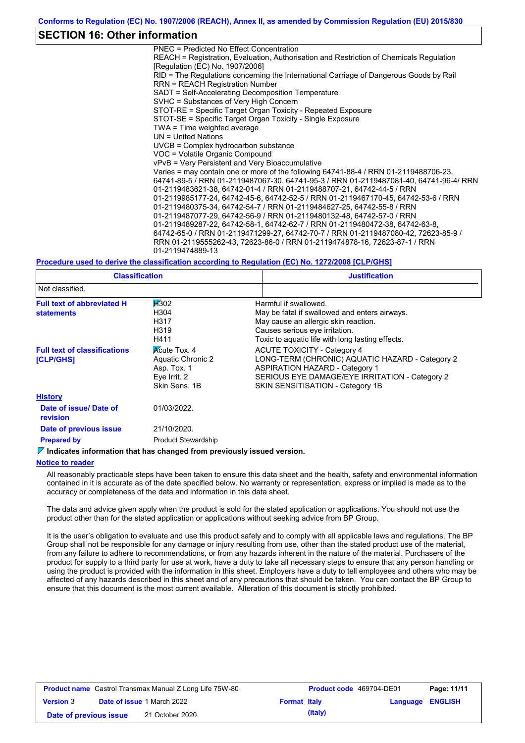## SECTION 16: Other information

PNEC = Predicted No Effect Concentration
REACH = Registration, Evaluation, Authorisation and Restriction of Chemicals Regulation [Regulation (EC) No. 1907/2006]
RID = The Regulations concerning the International Carriage of Dangerous Goods by Rail
RRN = REACH Registration Number
SADT = Self-Accelerating Decomposition Temperature
SVHC = Substances of Very High Concern
STOT-RE = Specific Target Organ Toxicity - Repeated Exposure
STOT-SE = Specific Target Organ Toxicity - Single Exposure
TWA = Time weighted average
UN = United Nations
UVCB = Complex hydrocarbon substance
VOC = Volatile Organic Compound
vPvB = Very Persistent and Very Bioaccumulative
Varies = may contain one or more of the following 64741-88-4 / RRN 01-2119488706-23, 64741-89-5 / RRN 01-2119487067-30, 64741-95-3 / RRN 01-2119487081-40, 64741-96-4/ RRN 01-2119483621-38, 64742-01-4 / RRN 01-2119488707-21, 64742-44-5 / RRN 01-2119985177-24, 64742-45-6, 64742-52-5 / RRN 01-2119467170-45, 64742-53-6 / RRN 01-2119480375-34, 64742-54-7 / RRN 01-2119484627-25, 64742-55-8 / RRN 01-2119487077-29, 64742-56-9 / RRN 01-2119480132-48, 64742-57-0 / RRN 01-2119489287-22, 64742-58-1, 64742-62-7 / RRN 01-2119480472-38, 64742-63-8, 64742-65-0 / RRN 01-2119471299-27, 64742-70-7 / RRN 01-2119487080-42, 72623-85-9 / RRN 01-2119555262-43, 72623-86-0 / RRN 01-2119474878-16, 72623-87-1 / RRN 01-2119474889-13

**Procedure used to derive the classification according to Regulation (EC) No. 1272/2008 [CLP/GHS]**

| Classification | Justification |
|---|---|
| Not classified. | |

**Full text of abbreviated H statements**

| | |
|---|---|
| H302 | Harmful if swallowed. |
| H304 | May be fatal if swallowed and enters airways. |
| H317 | May cause an allergic skin reaction. |
| H319 | Causes serious eye irritation. |
| H411 | Toxic to aquatic life with long lasting effects. |

**Full text of classifications [CLP/GHS]**

| | |
|---|---|
| Acute Tox. 4 | ACUTE TOXICITY - Category 4 |
| Aquatic Chronic 2 | LONG-TERM (CHRONIC) AQUATIC HAZARD - Category 2 |
| Asp. Tox. 1 | ASPIRATION HAZARD - Category 1 |
| Eye Irrit. 2 | SERIOUS EYE DAMAGE/EYE IRRITATION - Category 2 |
| Skin Sens. 1B | SKIN SENSITISATION - Category 1B |

**History**

**Date of issue/ Date of revision:** 01/03/2022.

**Date of previous issue:** 21/10/2020.

**Prepared by:** Product Stewardship

**Indicates information that has changed from previously issued version.**

**Notice to reader**

All reasonably practicable steps have been taken to ensure this data sheet and the health, safety and environmental information contained in it is accurate as of the date specified below. No warranty or representation, express or implied is made as to the accuracy or completeness of the data and information in this data sheet.

The data and advice given apply when the product is sold for the stated application or applications. You should not use the product other than for the stated application or applications without seeking advice from BP Group.

It is the user's obligation to evaluate and use this product safely and to comply with all applicable laws and regulations. The BP Group shall not be responsible for any damage or injury resulting from use, other than the stated product use of the material, from any failure to adhere to recommendations, or from any hazards inherent in the nature of the material. Purchasers of the product for supply to a third party for use at work, have a duty to take all necessary steps to ensure that any person handling or using the product is provided with the information in this sheet. Employers have a duty to tell employees and others who may be affected of any hazards described in this sheet and of any precautions that should be taken. You can contact the BP Group to ensure that this document is the most current available. Alteration of this document is strictly prohibited.